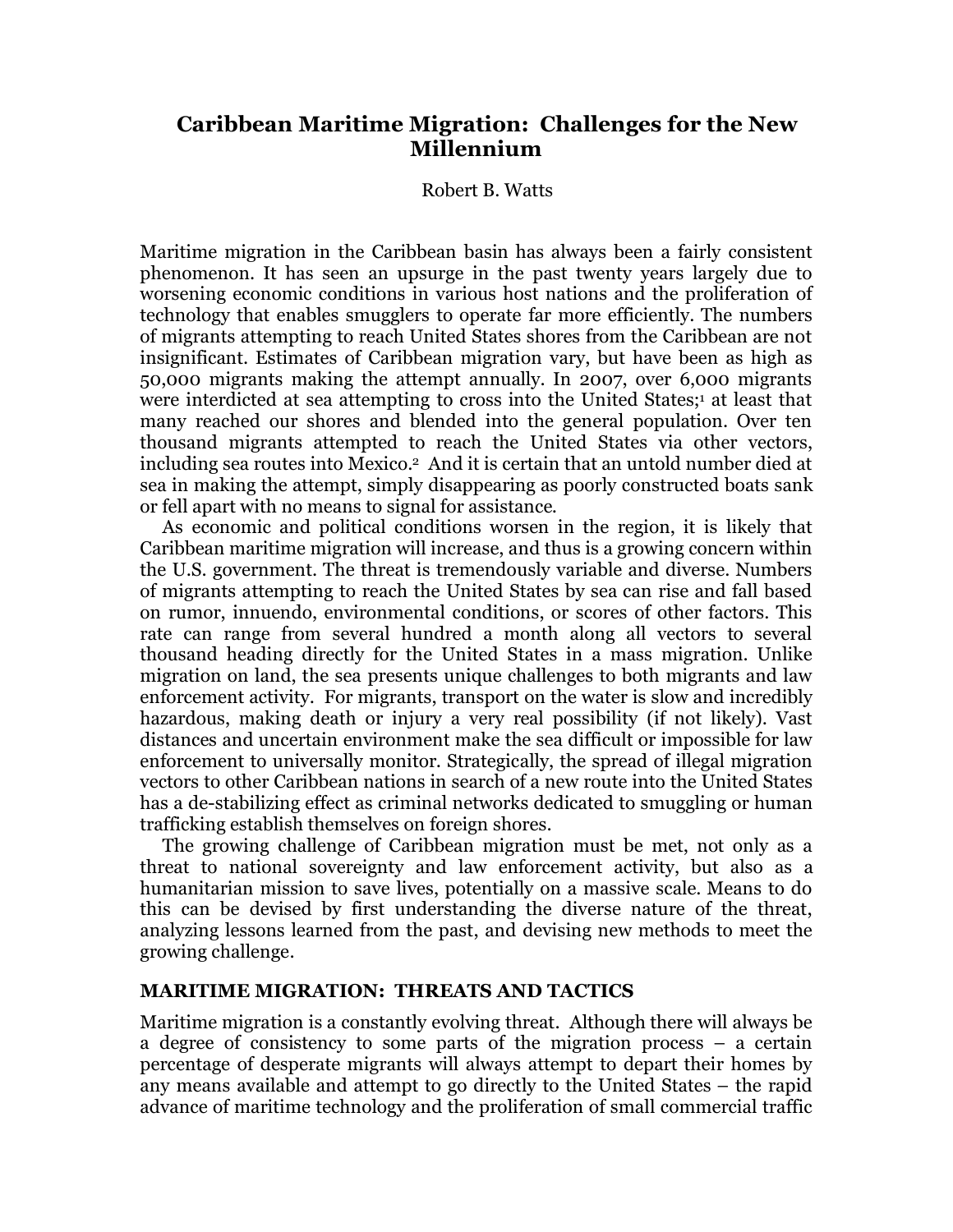# Caribbean Maritime Migration: Challenges for the New Millennium

Robert B. Watts

Maritime migration in the Caribbean basin has always been a fairly consistent phenomenon. It has seen an upsurge in the past twenty years largely due to worsening economic conditions in various host nations and the proliferation of technology that enables smugglers to operate far more efficiently. The numbers of migrants attempting to reach United States shores from the Caribbean are not insignificant. Estimates of Caribbean migration vary, but have been as high as 50,000 migrants making the attempt annually. In 2007, over 6,000 migrants were interdicted at sea attempting to cross into the United States;[1] at least that many reached our shores and blended into the general population. Over ten thousand migrants attempted to reach the United States via other vectors, including sea routes into Mexico.[2] And it is certain that an untold number died at sea in making the attempt, simply disappearing as poorly constructed boats sank or fell apart with no means to signal for assistance.

As economic and political conditions worsen in the region, it is likely that Caribbean maritime migration will increase, and thus is a growing concern within the U.S. government. The threat is tremendously variable and diverse. Numbers of migrants attempting to reach the United States by sea can rise and fall based on rumor, innuendo, environmental conditions, or scores of other factors. This rate can range from several hundred a month along all vectors to several thousand heading directly for the United States in a mass migration. Unlike migration on land, the sea presents unique challenges to both migrants and law enforcement activity. For migrants, transport on the water is slow and incredibly hazardous, making death or injury a very real possibility (if not likely). Vast distances and uncertain environment make the sea difficult or impossible for law enforcement to universally monitor. Strategically, the spread of illegal migration vectors to other Caribbean nations in search of a new route into the United States has a de-stabilizing effect as criminal networks dedicated to smuggling or human trafficking establish themselves on foreign shores.

The growing challenge of Caribbean migration must be met, not only as a threat to national sovereignty and law enforcement activity, but also as a humanitarian mission to save lives, potentially on a massive scale. Means to do this can be devised by first understanding the diverse nature of the threat, analyzing lessons learned from the past, and devising new methods to meet the growing challenge.

## MARITIME MIGRATION: THREATS AND TACTICS

Maritime migration is a constantly evolving threat. Although there will always be a degree of consistency to some parts of the migration process – a certain percentage of desperate migrants will always attempt to depart their homes by any means available and attempt to go directly to the United States – the rapid advance of maritime technology and the proliferation of small commercial traffic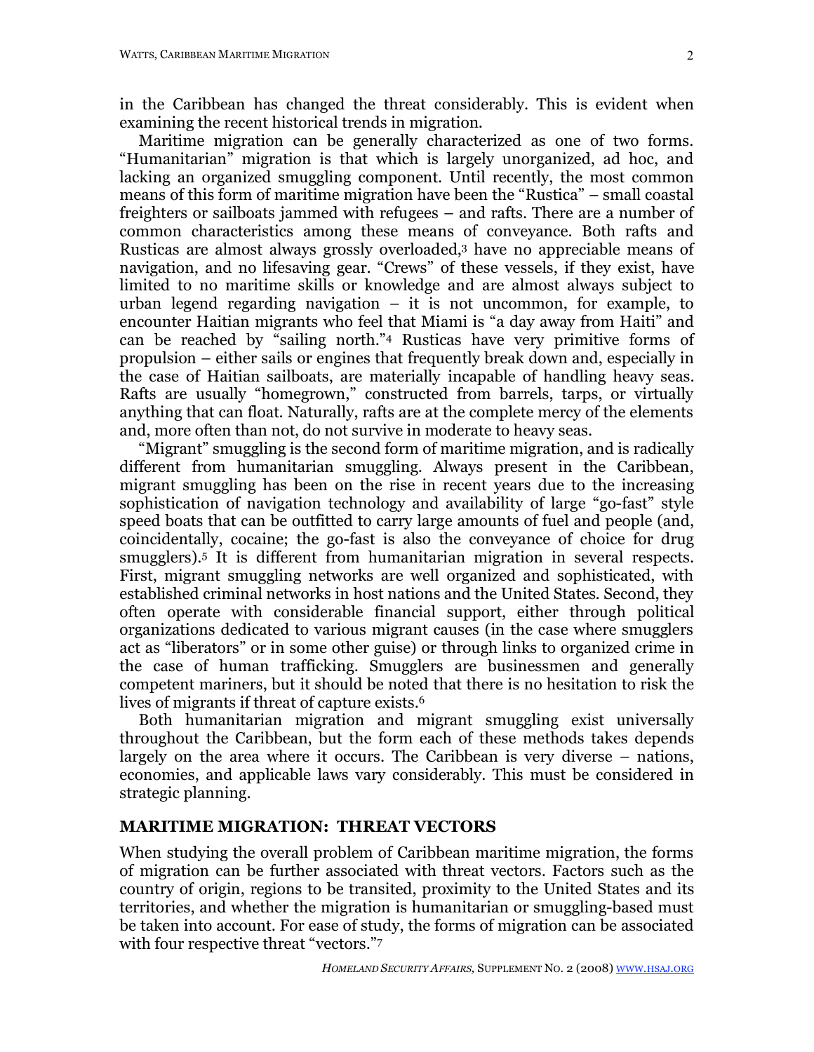in the Caribbean has changed the threat considerably. This is evident when examining the recent historical trends in migration.

Maritime migration can be generally characterized as one of two forms. "Humanitarian" migration is that which is largely unorganized, ad hoc, and lacking an organized smuggling component. Until recently, the most common means of this form of maritime migration have been the "Rustica" – small coastal freighters or sailboats jammed with refugees – and rafts. There are a number of common characteristics among these means of conveyance. Both rafts and Rusticas are almost always grossly overloaded,[3] have no appreciable means of navigation, and no lifesaving gear. "Crews" of these vessels, if they exist, have limited to no maritime skills or knowledge and are almost always subject to urban legend regarding navigation – it is not uncommon, for example, to encounter Haitian migrants who feel that Miami is "a day away from Haiti" and can be reached by "sailing north."[4] Rusticas have very primitive forms of propulsion – either sails or engines that frequently break down and, especially in the case of Haitian sailboats, are materially incapable of handling heavy seas. Rafts are usually "homegrown," constructed from barrels, tarps, or virtually anything that can float. Naturally, rafts are at the complete mercy of the elements and, more often than not, do not survive in moderate to heavy seas.

"Migrant" smuggling is the second form of maritime migration, and is radically different from humanitarian smuggling. Always present in the Caribbean, migrant smuggling has been on the rise in recent years due to the increasing sophistication of navigation technology and availability of large "go-fast" style speed boats that can be outfitted to carry large amounts of fuel and people (and, coincidentally, cocaine; the go-fast is also the conveyance of choice for drug smugglers).[5] It is different from humanitarian migration in several respects. First, migrant smuggling networks are well organized and sophisticated, with established criminal networks in host nations and the United States. Second, they often operate with considerable financial support, either through political organizations dedicated to various migrant causes (in the case where smugglers act as "liberators" or in some other guise) or through links to organized crime in the case of human trafficking. Smugglers are businessmen and generally competent mariners, but it should be noted that there is no hesitation to risk the lives of migrants if threat of capture exists.[6]

Both humanitarian migration and migrant smuggling exist universally throughout the Caribbean, but the form each of these methods takes depends largely on the area where it occurs. The Caribbean is very diverse – nations, economies, and applicable laws vary considerably. This must be considered in strategic planning.

## MARITIME MIGRATION: THREAT VECTORS

When studying the overall problem of Caribbean maritime migration, the forms of migration can be further associated with threat vectors. Factors such as the country of origin, regions to be transited, proximity to the United States and its territories, and whether the migration is humanitarian or smuggling-based must be taken into account. For ease of study, the forms of migration can be associated with four respective threat "vectors."[7]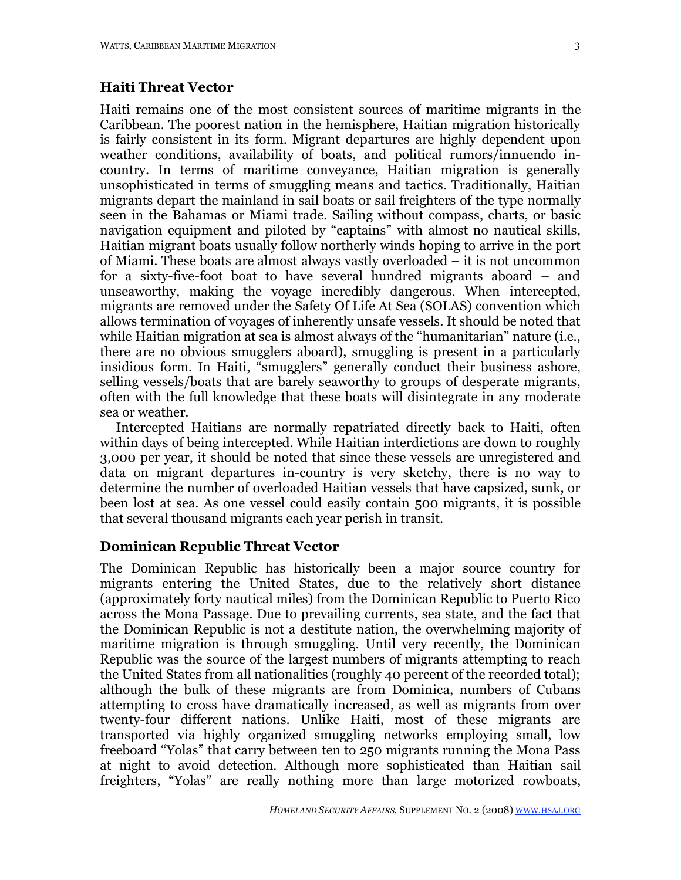## Haiti Threat Vector

Haiti remains one of the most consistent sources of maritime migrants in the Caribbean. The poorest nation in the hemisphere, Haitian migration historically is fairly consistent in its form. Migrant departures are highly dependent upon weather conditions, availability of boats, and political rumors/innuendo in-country. In terms of maritime conveyance, Haitian migration is generally unsophisticated in terms of smuggling means and tactics. Traditionally, Haitian migrants depart the mainland in sail boats or sail freighters of the type normally seen in the Bahamas or Miami trade. Sailing without compass, charts, or basic navigation equipment and piloted by "captains" with almost no nautical skills, Haitian migrant boats usually follow northerly winds hoping to arrive in the port of Miami. These boats are almost always vastly overloaded – it is not uncommon for a sixty-five-foot boat to have several hundred migrants aboard – and unseaworthy, making the voyage incredibly dangerous. When intercepted, migrants are removed under the Safety Of Life At Sea (SOLAS) convention which allows termination of voyages of inherently unsafe vessels. It should be noted that while Haitian migration at sea is almost always of the "humanitarian" nature (i.e., there are no obvious smugglers aboard), smuggling is present in a particularly insidious form. In Haiti, "smugglers" generally conduct their business ashore, selling vessels/boats that are barely seaworthy to groups of desperate migrants, often with the full knowledge that these boats will disintegrate in any moderate sea or weather.

Intercepted Haitians are normally repatriated directly back to Haiti, often within days of being intercepted. While Haitian interdictions are down to roughly 3,000 per year, it should be noted that since these vessels are unregistered and data on migrant departures in-country is very sketchy, there is no way to determine the number of overloaded Haitian vessels that have capsized, sunk, or been lost at sea. As one vessel could easily contain 500 migrants, it is possible that several thousand migrants each year perish in transit.

## Dominican Republic Threat Vector

The Dominican Republic has historically been a major source country for migrants entering the United States, due to the relatively short distance (approximately forty nautical miles) from the Dominican Republic to Puerto Rico across the Mona Passage. Due to prevailing currents, sea state, and the fact that the Dominican Republic is not a destitute nation, the overwhelming majority of maritime migration is through smuggling. Until very recently, the Dominican Republic was the source of the largest numbers of migrants attempting to reach the United States from all nationalities (roughly 40 percent of the recorded total); although the bulk of these migrants are from Dominica, numbers of Cubans attempting to cross have dramatically increased, as well as migrants from over twenty-four different nations. Unlike Haiti, most of these migrants are transported via highly organized smuggling networks employing small, low freeboard "Yolas" that carry between ten to 250 migrants running the Mona Pass at night to avoid detection. Although more sophisticated than Haitian sail freighters, "Yolas" are really nothing more than large motorized rowboats,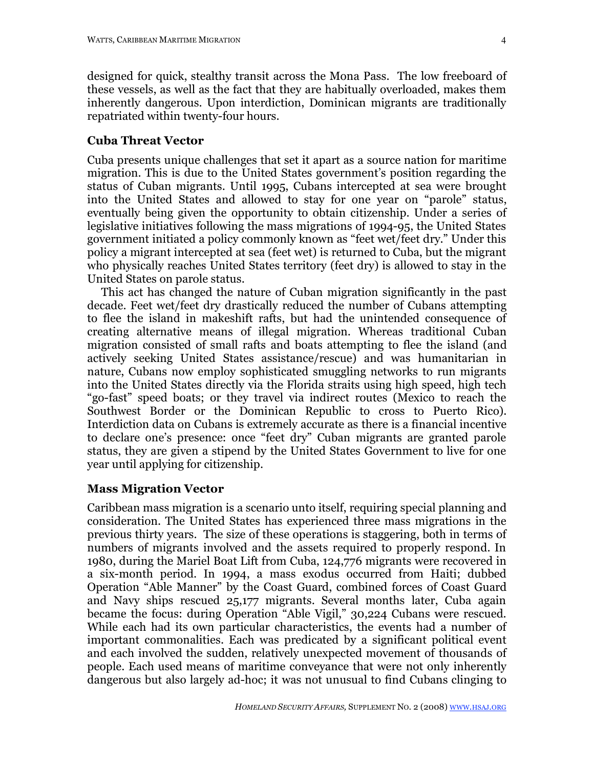designed for quick, stealthy transit across the Mona Pass. The low freeboard of these vessels, as well as the fact that they are habitually overloaded, makes them inherently dangerous. Upon interdiction, Dominican migrants are traditionally repatriated within twenty-four hours.

### Cuba Threat Vector

Cuba presents unique challenges that set it apart as a source nation for maritime migration. This is due to the United States government's position regarding the status of Cuban migrants. Until 1995, Cubans intercepted at sea were brought into the United States and allowed to stay for one year on "parole" status, eventually being given the opportunity to obtain citizenship. Under a series of legislative initiatives following the mass migrations of 1994-95, the United States government initiated a policy commonly known as "feet wet/feet dry." Under this policy a migrant intercepted at sea (feet wet) is returned to Cuba, but the migrant who physically reaches United States territory (feet dry) is allowed to stay in the United States on parole status.

This act has changed the nature of Cuban migration significantly in the past decade. Feet wet/feet dry drastically reduced the number of Cubans attempting to flee the island in makeshift rafts, but had the unintended consequence of creating alternative means of illegal migration. Whereas traditional Cuban migration consisted of small rafts and boats attempting to flee the island (and actively seeking United States assistance/rescue) and was humanitarian in nature, Cubans now employ sophisticated smuggling networks to run migrants into the United States directly via the Florida straits using high speed, high tech "go-fast" speed boats; or they travel via indirect routes (Mexico to reach the Southwest Border or the Dominican Republic to cross to Puerto Rico). Interdiction data on Cubans is extremely accurate as there is a financial incentive to declare one's presence: once "feet dry" Cuban migrants are granted parole status, they are given a stipend by the United States Government to live for one year until applying for citizenship.

### Mass Migration Vector

Caribbean mass migration is a scenario unto itself, requiring special planning and consideration. The United States has experienced three mass migrations in the previous thirty years. The size of these operations is staggering, both in terms of numbers of migrants involved and the assets required to properly respond. In 1980, during the Mariel Boat Lift from Cuba, 124,776 migrants were recovered in a six-month period. In 1994, a mass exodus occurred from Haiti; dubbed Operation "Able Manner" by the Coast Guard, combined forces of Coast Guard and Navy ships rescued 25,177 migrants. Several months later, Cuba again became the focus: during Operation "Able Vigil," 30,224 Cubans were rescued. While each had its own particular characteristics, the events had a number of important commonalities. Each was predicated by a significant political event and each involved the sudden, relatively unexpected movement of thousands of people. Each used means of maritime conveyance that were not only inherently dangerous but also largely ad-hoc; it was not unusual to find Cubans clinging to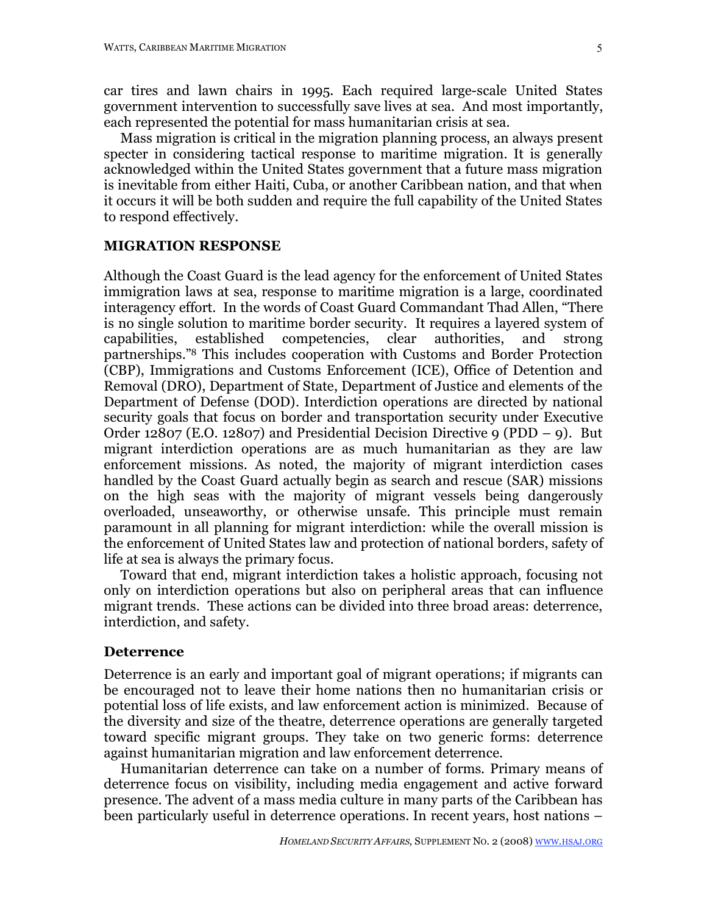car tires and lawn chairs in 1995. Each required large-scale United States government intervention to successfully save lives at sea. And most importantly, each represented the potential for mass humanitarian crisis at sea.

Mass migration is critical in the migration planning process, an always present specter in considering tactical response to maritime migration. It is generally acknowledged within the United States government that a future mass migration is inevitable from either Haiti, Cuba, or another Caribbean nation, and that when it occurs it will be both sudden and require the full capability of the United States to respond effectively.

## MIGRATION RESPONSE

Although the Coast Guard is the lead agency for the enforcement of United States immigration laws at sea, response to maritime migration is a large, coordinated interagency effort. In the words of Coast Guard Commandant Thad Allen, "There is no single solution to maritime border security. It requires a layered system of capabilities, established competencies, clear authorities, and strong partnerships."[8] This includes cooperation with Customs and Border Protection (CBP), Immigrations and Customs Enforcement (ICE), Office of Detention and Removal (DRO), Department of State, Department of Justice and elements of the Department of Defense (DOD). Interdiction operations are directed by national security goals that focus on border and transportation security under Executive Order 12807 (E.O. 12807) and Presidential Decision Directive 9 (PDD – 9). But migrant interdiction operations are as much humanitarian as they are law enforcement missions. As noted, the majority of migrant interdiction cases handled by the Coast Guard actually begin as search and rescue (SAR) missions on the high seas with the majority of migrant vessels being dangerously overloaded, unseaworthy, or otherwise unsafe. This principle must remain paramount in all planning for migrant interdiction: while the overall mission is the enforcement of United States law and protection of national borders, safety of life at sea is always the primary focus.

Toward that end, migrant interdiction takes a holistic approach, focusing not only on interdiction operations but also on peripheral areas that can influence migrant trends. These actions can be divided into three broad areas: deterrence, interdiction, and safety.

### Deterrence

Deterrence is an early and important goal of migrant operations; if migrants can be encouraged not to leave their home nations then no humanitarian crisis or potential loss of life exists, and law enforcement action is minimized. Because of the diversity and size of the theatre, deterrence operations are generally targeted toward specific migrant groups. They take on two generic forms: deterrence against humanitarian migration and law enforcement deterrence.

Humanitarian deterrence can take on a number of forms. Primary means of deterrence focus on visibility, including media engagement and active forward presence. The advent of a mass media culture in many parts of the Caribbean has been particularly useful in deterrence operations. In recent years, host nations –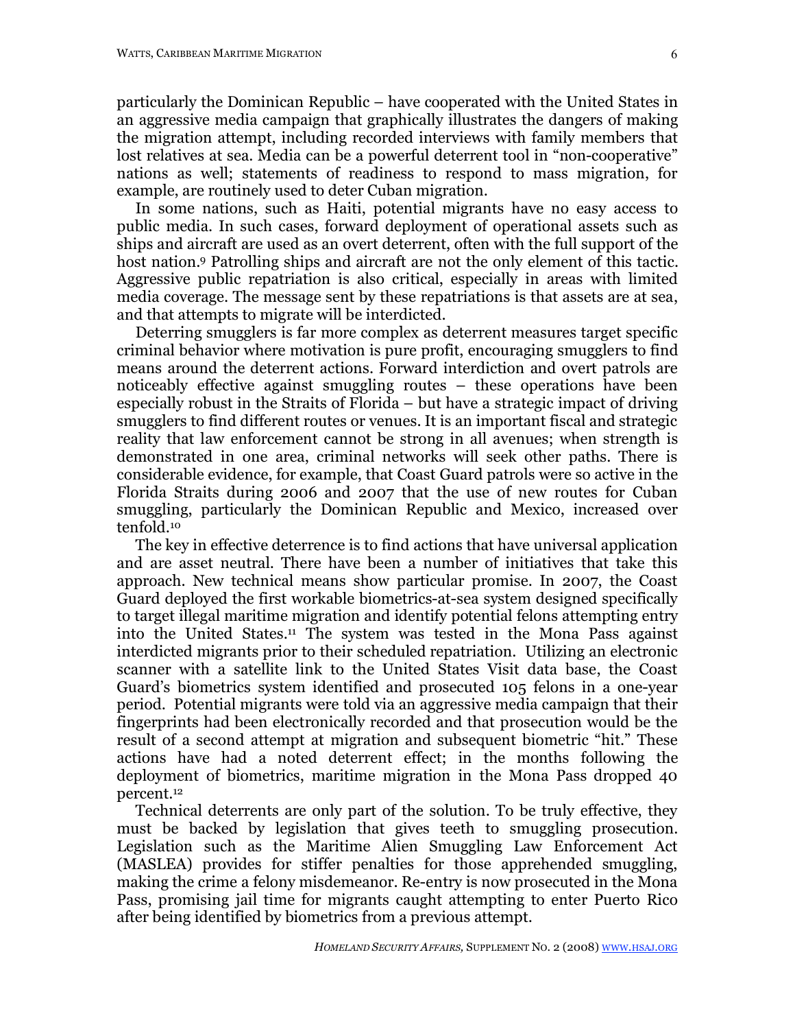particularly the Dominican Republic – have cooperated with the United States in an aggressive media campaign that graphically illustrates the dangers of making the migration attempt, including recorded interviews with family members that lost relatives at sea. Media can be a powerful deterrent tool in "non-cooperative" nations as well; statements of readiness to respond to mass migration, for example, are routinely used to deter Cuban migration.

In some nations, such as Haiti, potential migrants have no easy access to public media. In such cases, forward deployment of operational assets such as ships and aircraft are used as an overt deterrent, often with the full support of the host nation.[9] Patrolling ships and aircraft are not the only element of this tactic. Aggressive public repatriation is also critical, especially in areas with limited media coverage. The message sent by these repatriations is that assets are at sea, and that attempts to migrate will be interdicted.

Deterring smugglers is far more complex as deterrent measures target specific criminal behavior where motivation is pure profit, encouraging smugglers to find means around the deterrent actions. Forward interdiction and overt patrols are noticeably effective against smuggling routes – these operations have been especially robust in the Straits of Florida – but have a strategic impact of driving smugglers to find different routes or venues. It is an important fiscal and strategic reality that law enforcement cannot be strong in all avenues; when strength is demonstrated in one area, criminal networks will seek other paths. There is considerable evidence, for example, that Coast Guard patrols were so active in the Florida Straits during 2006 and 2007 that the use of new routes for Cuban smuggling, particularly the Dominican Republic and Mexico, increased over tenfold.[10]

The key in effective deterrence is to find actions that have universal application and are asset neutral. There have been a number of initiatives that take this approach. New technical means show particular promise. In 2007, the Coast Guard deployed the first workable biometrics-at-sea system designed specifically to target illegal maritime migration and identify potential felons attempting entry into the United States.[11] The system was tested in the Mona Pass against interdicted migrants prior to their scheduled repatriation. Utilizing an electronic scanner with a satellite link to the United States Visit data base, the Coast Guard's biometrics system identified and prosecuted 105 felons in a one-year period. Potential migrants were told via an aggressive media campaign that their fingerprints had been electronically recorded and that prosecution would be the result of a second attempt at migration and subsequent biometric "hit." These actions have had a noted deterrent effect; in the months following the deployment of biometrics, maritime migration in the Mona Pass dropped 40 percent.[12]

Technical deterrents are only part of the solution. To be truly effective, they must be backed by legislation that gives teeth to smuggling prosecution. Legislation such as the Maritime Alien Smuggling Law Enforcement Act (MASLEA) provides for stiffer penalties for those apprehended smuggling, making the crime a felony misdemeanor. Re-entry is now prosecuted in the Mona Pass, promising jail time for migrants caught attempting to enter Puerto Rico after being identified by biometrics from a previous attempt.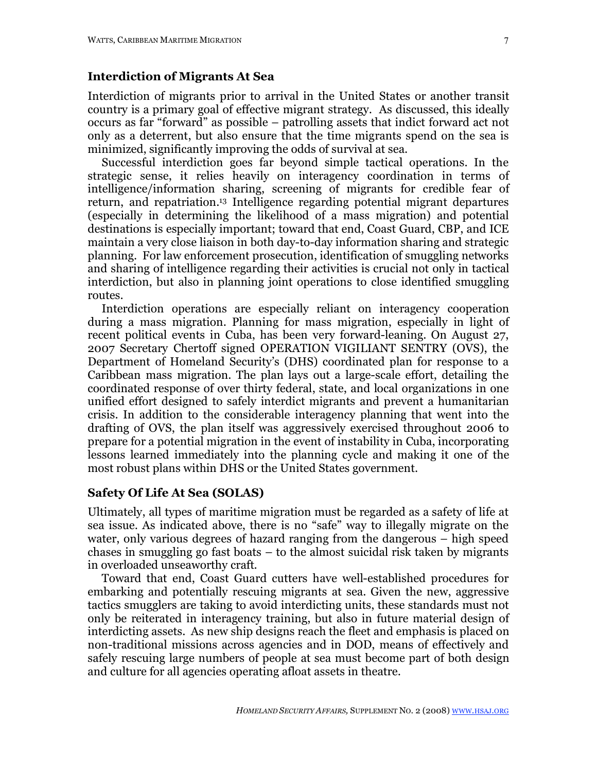## Interdiction of Migrants At Sea

Interdiction of migrants prior to arrival in the United States or another transit country is a primary goal of effective migrant strategy. As discussed, this ideally occurs as far "forward" as possible – patrolling assets that indict forward act not only as a deterrent, but also ensure that the time migrants spend on the sea is minimized, significantly improving the odds of survival at sea.

Successful interdiction goes far beyond simple tactical operations. In the strategic sense, it relies heavily on interagency coordination in terms of intelligence/information sharing, screening of migrants for credible fear of return, and repatriation.[13] Intelligence regarding potential migrant departures (especially in determining the likelihood of a mass migration) and potential destinations is especially important; toward that end, Coast Guard, CBP, and ICE maintain a very close liaison in both day-to-day information sharing and strategic planning. For law enforcement prosecution, identification of smuggling networks and sharing of intelligence regarding their activities is crucial not only in tactical interdiction, but also in planning joint operations to close identified smuggling routes.

Interdiction operations are especially reliant on interagency cooperation during a mass migration. Planning for mass migration, especially in light of recent political events in Cuba, has been very forward-leaning. On August 27, 2007 Secretary Chertoff signed OPERATION VIGILIANT SENTRY (OVS), the Department of Homeland Security's (DHS) coordinated plan for response to a Caribbean mass migration. The plan lays out a large-scale effort, detailing the coordinated response of over thirty federal, state, and local organizations in one unified effort designed to safely interdict migrants and prevent a humanitarian crisis. In addition to the considerable interagency planning that went into the drafting of OVS, the plan itself was aggressively exercised throughout 2006 to prepare for a potential migration in the event of instability in Cuba, incorporating lessons learned immediately into the planning cycle and making it one of the most robust plans within DHS or the United States government.

## Safety Of Life At Sea (SOLAS)

Ultimately, all types of maritime migration must be regarded as a safety of life at sea issue. As indicated above, there is no "safe" way to illegally migrate on the water, only various degrees of hazard ranging from the dangerous – high speed chases in smuggling go fast boats – to the almost suicidal risk taken by migrants in overloaded unseaworthy craft.

Toward that end, Coast Guard cutters have well-established procedures for embarking and potentially rescuing migrants at sea. Given the new, aggressive tactics smugglers are taking to avoid interdicting units, these standards must not only be reiterated in interagency training, but also in future material design of interdicting assets. As new ship designs reach the fleet and emphasis is placed on non-traditional missions across agencies and in DOD, means of effectively and safely rescuing large numbers of people at sea must become part of both design and culture for all agencies operating afloat assets in theatre.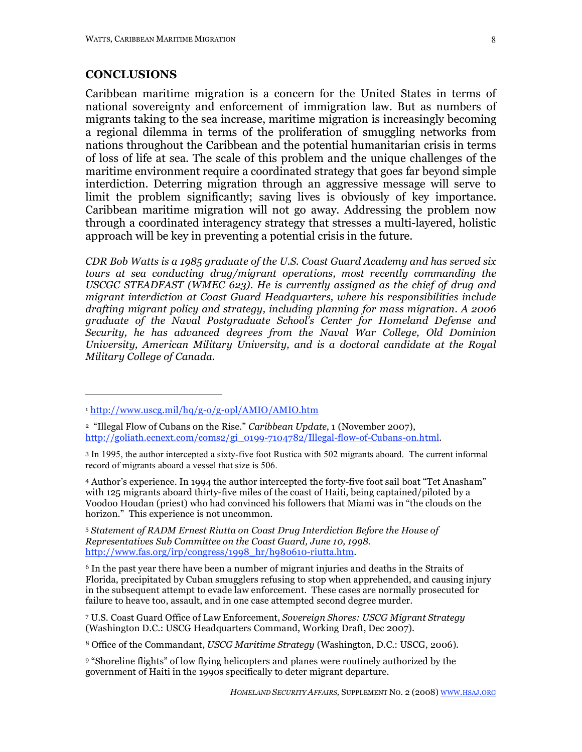## CONCLUSIONS

Caribbean maritime migration is a concern for the United States in terms of national sovereignty and enforcement of immigration law. But as numbers of migrants taking to the sea increase, maritime migration is increasingly becoming a regional dilemma in terms of the proliferation of smuggling networks from nations throughout the Caribbean and the potential humanitarian crisis in terms of loss of life at sea. The scale of this problem and the unique challenges of the maritime environment require a coordinated strategy that goes far beyond simple interdiction. Deterring migration through an aggressive message will serve to limit the problem significantly; saving lives is obviously of key importance. Caribbean maritime migration will not go away. Addressing the problem now through a coordinated interagency strategy that stresses a multi-layered, holistic approach will be key in preventing a potential crisis in the future.

*CDR Bob Watts is a 1985 graduate of the U.S. Coast Guard Academy and has served six tours at sea conducting drug/migrant operations, most recently commanding the USCGC STEADFAST (WMEC 623). He is currently assigned as the chief of drug and migrant interdiction at Coast Guard Headquarters, where his responsibilities include drafting migrant policy and strategy, including planning for mass migration. A 2006 graduate of the Naval Postgraduate School's Center for Homeland Defense and Security, he has advanced degrees from the Naval War College, Old Dominion University, American Military University, and is a doctoral candidate at the Royal Military College of Canada.*

---

[1] http://www.uscg.mil/hq/g-o/g-opl/AMIO/AMIO.htm

[2] "Illegal Flow of Cubans on the Rise." *Caribbean Update*, 1 (November 2007), http://goliath.ecnext.com/coms2/gi_0199-7104782/Illegal-flow-of-Cubans-on.html.

[3] In 1995, the author intercepted a sixty-five foot Rustica with 502 migrants aboard. The current informal record of migrants aboard a vessel that size is 506.

[4] Author's experience. In 1994 the author intercepted the forty-five foot sail boat "Tet Anasham" with 125 migrants aboard thirty-five miles of the coast of Haiti, being captained/piloted by a Voodoo Houdan (priest) who had convinced his followers that Miami was in "the clouds on the horizon." This experience is not uncommon.

[5] *Statement of RADM Ernest Riutta on Coast Drug Interdiction Before the House of Representatives Sub Committee on the Coast Guard, June 10, 1998.* http://www.fas.org/irp/congress/1998_hr/h980610-riutta.htm.

[6] In the past year there have been a number of migrant injuries and deaths in the Straits of Florida, precipitated by Cuban smugglers refusing to stop when apprehended, and causing injury in the subsequent attempt to evade law enforcement. These cases are normally prosecuted for failure to heave too, assault, and in one case attempted second degree murder.

[7] U.S. Coast Guard Office of Law Enforcement, *Sovereign Shores: USCG Migrant Strategy* (Washington D.C.: USCG Headquarters Command, Working Draft, Dec 2007).

[8] Office of the Commandant, *USCG Maritime Strategy* (Washington, D.C.: USCG, 2006).

[9] "Shoreline flights" of low flying helicopters and planes were routinely authorized by the government of Haiti in the 1990s specifically to deter migrant departure.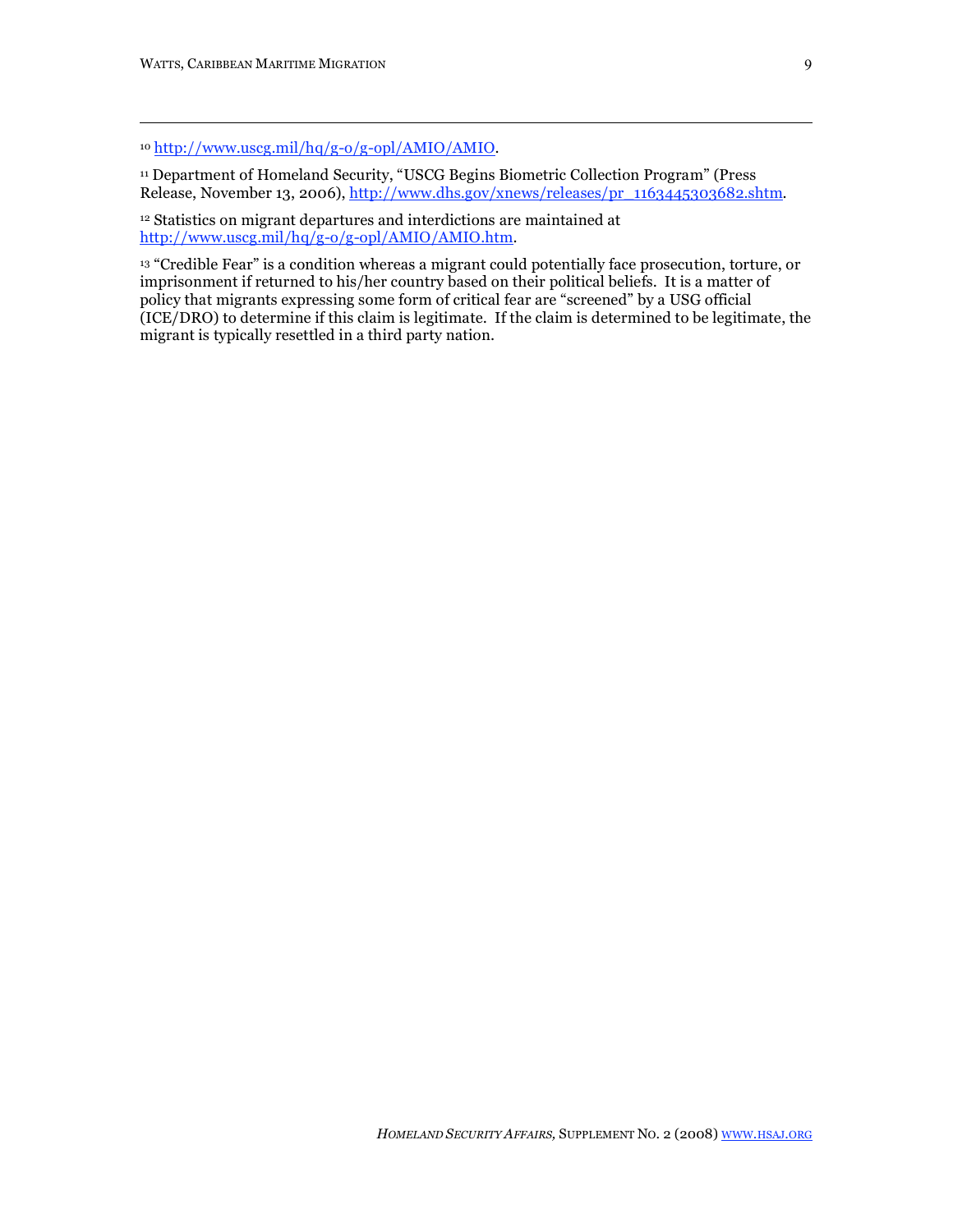[10] http://www.uscg.mil/hq/g-o/g-opl/AMIO/AMIO.

[11] Department of Homeland Security, "USCG Begins Biometric Collection Program" (Press Release, November 13, 2006), http://www.dhs.gov/xnews/releases/pr_1163445303682.shtm.

[12] Statistics on migrant departures and interdictions are maintained at http://www.uscg.mil/hq/g-o/g-opl/AMIO/AMIO.htm.

[13] "Credible Fear" is a condition whereas a migrant could potentially face prosecution, torture, or imprisonment if returned to his/her country based on their political beliefs. It is a matter of policy that migrants expressing some form of critical fear are "screened" by a USG official (ICE/DRO) to determine if this claim is legitimate. If the claim is determined to be legitimate, the migrant is typically resettled in a third party nation.